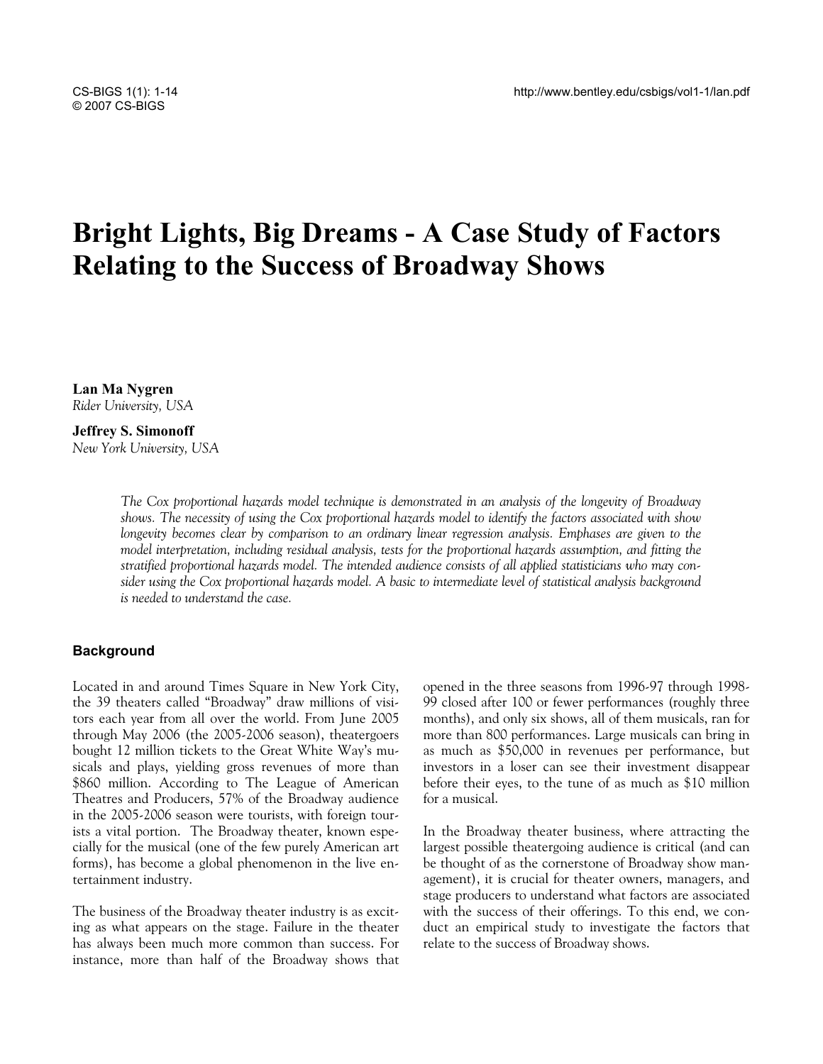# Bright Lights, Big Dreams - A Case Study of Factors Relating to the Success of Broadway Shows

**Lan Ma Nygren**
*Rider University, USA*

**Jeffrey S. Simonoff**
*New York University, USA*

*The Cox proportional hazards model technique is demonstrated in an analysis of the longevity of Broadway shows. The necessity of using the Cox proportional hazards model to identify the factors associated with show longevity becomes clear by comparison to an ordinary linear regression analysis. Emphases are given to the model interpretation, including residual analysis, tests for the proportional hazards assumption, and fitting the stratified proportional hazards model. The intended audience consists of all applied statisticians who may consider using the Cox proportional hazards model. A basic to intermediate level of statistical analysis background is needed to understand the case.*

## Background

Located in and around Times Square in New York City, the 39 theaters called "Broadway" draw millions of visitors each year from all over the world. From June 2005 through May 2006 (the 2005-2006 season), theatergoers bought 12 million tickets to the Great White Way's musicals and plays, yielding gross revenues of more than $860 million. According to The League of American Theatres and Producers, 57% of the Broadway audience in the 2005-2006 season were tourists, with foreign tourists a vital portion. The Broadway theater, known especially for the musical (one of the few purely American art forms), has become a global phenomenon in the live entertainment industry.

The business of the Broadway theater industry is as exciting as what appears on the stage. Failure in the theater has always been much more common than success. For instance, more than half of the Broadway shows that opened in the three seasons from 1996-97 through 1998-99 closed after 100 or fewer performances (roughly three months), and only six shows, all of them musicals, ran for more than 800 performances. Large musicals can bring in as much as $50,000 in revenues per performance, but investors in a loser can see their investment disappear before their eyes, to the tune of as much as $10 million for a musical.

In the Broadway theater business, where attracting the largest possible theatergoing audience is critical (and can be thought of as the cornerstone of Broadway show management), it is crucial for theater owners, managers, and stage producers to understand what factors are associated with the success of their offerings. To this end, we conduct an empirical study to investigate the factors that relate to the success of Broadway shows.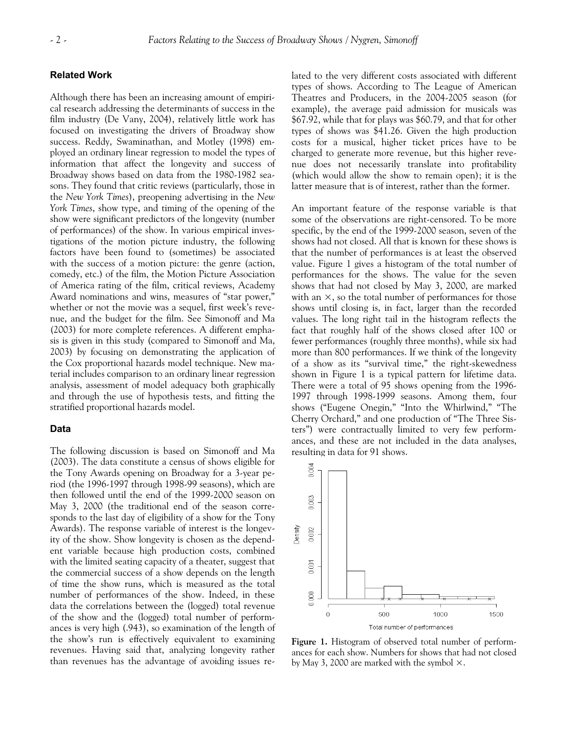## Related Work

Although there has been an increasing amount of empirical research addressing the determinants of success in the film industry (De Vany, 2004), relatively little work has focused on investigating the drivers of Broadway show success. Reddy, Swaminathan, and Motley (1998) employed an ordinary linear regression to model the types of information that affect the longevity and success of Broadway shows based on data from the 1980-1982 seasons. They found that critic reviews (particularly, those in the *New York Times*), preopening advertising in the *New York Times*, show type, and timing of the opening of the show were significant predictors of the longevity (number of performances) of the show. In various empirical investigations of the motion picture industry, the following factors have been found to (sometimes) be associated with the success of a motion picture: the genre (action, comedy, etc.) of the film, the Motion Picture Association of America rating of the film, critical reviews, Academy Award nominations and wins, measures of "star power," whether or not the movie was a sequel, first week's revenue, and the budget for the film. See Simonoff and Ma (2003) for more complete references. A different emphasis is given in this study (compared to Simonoff and Ma, 2003) by focusing on demonstrating the application of the Cox proportional hazards model technique. New material includes comparison to an ordinary linear regression analysis, assessment of model adequacy both graphically and through the use of hypothesis tests, and fitting the stratified proportional hazards model.

## Data

The following discussion is based on Simonoff and Ma (2003). The data constitute a census of shows eligible for the Tony Awards opening on Broadway for a 3-year period (the 1996-1997 through 1998-99 seasons), which are then followed until the end of the 1999-2000 season on May 3, 2000 (the traditional end of the season corresponds to the last day of eligibility of a show for the Tony Awards). The response variable of interest is the longevity of the show. Show longevity is chosen as the dependent variable because high production costs, combined with the limited seating capacity of a theater, suggest that the commercial success of a show depends on the length of time the show runs, which is measured as the total number of performances of the show. Indeed, in these data the correlations between the (logged) total revenue of the show and the (logged) total number of performances is very high (.943), so examination of the length of the show's run is effectively equivalent to examining revenues. Having said that, analyzing longevity rather than revenues has the advantage of avoiding issues related to the very different costs associated with different types of shows. According to The League of American Theatres and Producers, in the 2004-2005 season (for example), the average paid admission for musicals was \$67.92, while that for plays was \$60.79, and that for other types of shows was \$41.26. Given the high production costs for a musical, higher ticket prices have to be charged to generate more revenue, but this higher revenue does not necessarily translate into profitability (which would allow the show to remain open); it is the latter measure that is of interest, rather than the former.

An important feature of the response variable is that some of the observations are right-censored. To be more specific, by the end of the 1999-2000 season, seven of the shows had not closed. All that is known for these shows is that the number of performances is at least the observed value. Figure 1 gives a histogram of the total number of performances for the shows. The value for the seven shows that had not closed by May 3, 2000, are marked with an $\times$, so the total number of performances for those shows until closing is, in fact, larger than the recorded values. The long right tail in the histogram reflects the fact that roughly half of the shows closed after 100 or fewer performances (roughly three months), while six had more than 800 performances. If we think of the longevity of a show as its "survival time," the right-skewedness shown in Figure 1 is a typical pattern for lifetime data. There were a total of 95 shows opening from the 1996-1997 through 1998-1999 seasons. Among them, four shows ("Eugene Onegin," "Into the Whirlwind," "The Cherry Orchard," and one production of "The Three Sisters") were contractually limited to very few performances, and these are not included in the data analyses, resulting in data for 91 shows.

**Figure 1.** Histogram of observed total number of performances for each show. Numbers for shows that had not closed by May 3, 2000 are marked with the symbol $\times$.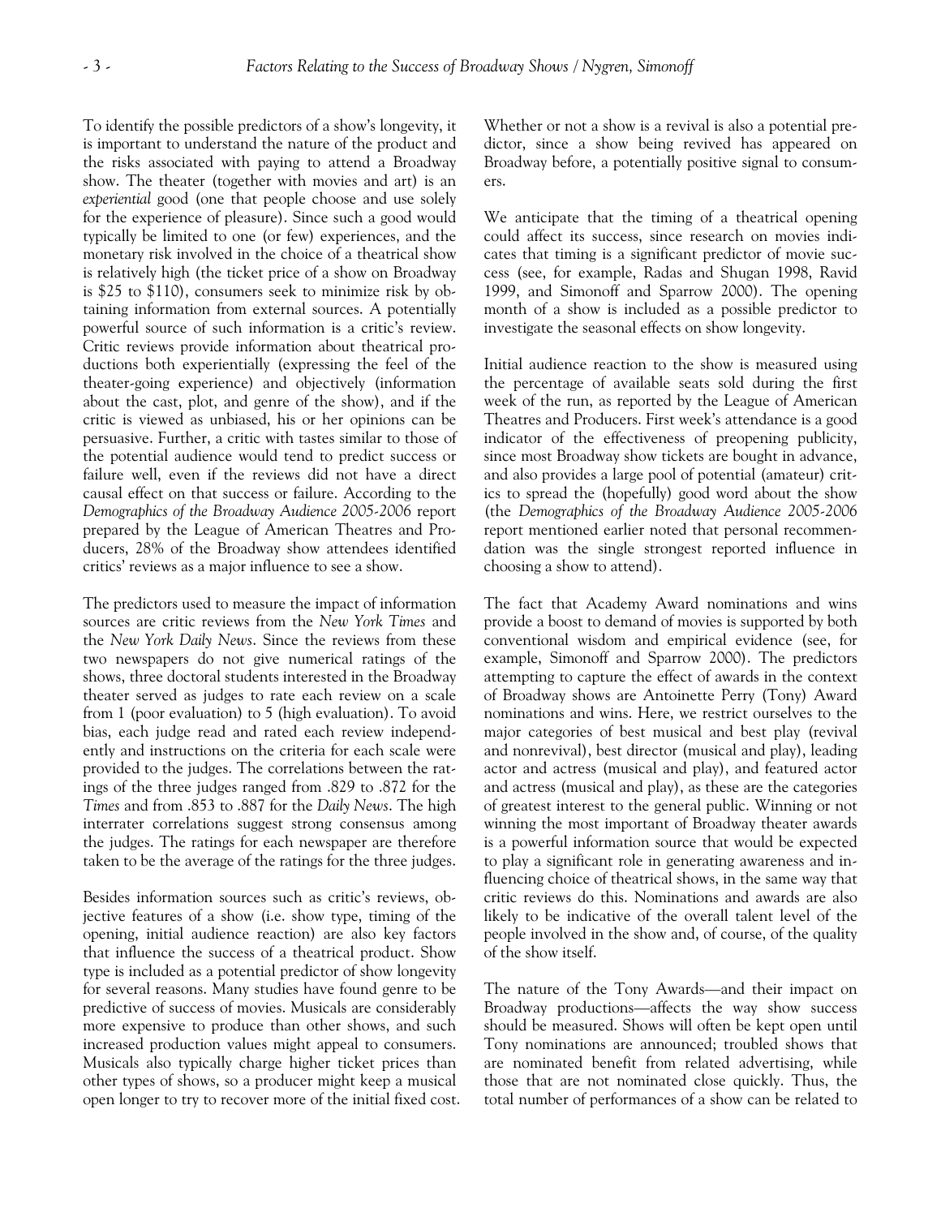To identify the possible predictors of a show's longevity, it is important to understand the nature of the product and the risks associated with paying to attend a Broadway show. The theater (together with movies and art) is an *experiential* good (one that people choose and use solely for the experience of pleasure). Since such a good would typically be limited to one (or few) experiences, and the monetary risk involved in the choice of a theatrical show is relatively high (the ticket price of a show on Broadway is $25 to $110), consumers seek to minimize risk by obtaining information from external sources. A potentially powerful source of such information is a critic's review. Critic reviews provide information about theatrical productions both experientially (expressing the feel of the theater-going experience) and objectively (information about the cast, plot, and genre of the show), and if the critic is viewed as unbiased, his or her opinions can be persuasive. Further, a critic with tastes similar to those of the potential audience would tend to predict success or failure well, even if the reviews did not have a direct causal effect on that success or failure. According to the *Demographics of the Broadway Audience 2005-2006* report prepared by the League of American Theatres and Producers, 28% of the Broadway show attendees identified critics' reviews as a major influence to see a show.

The predictors used to measure the impact of information sources are critic reviews from the *New York Times* and the *New York Daily News*. Since the reviews from these two newspapers do not give numerical ratings of the shows, three doctoral students interested in the Broadway theater served as judges to rate each review on a scale from 1 (poor evaluation) to 5 (high evaluation). To avoid bias, each judge read and rated each review independently and instructions on the criteria for each scale were provided to the judges. The correlations between the ratings of the three judges ranged from .829 to .872 for the *Times* and from .853 to .887 for the *Daily News*. The high interrater correlations suggest strong consensus among the judges. The ratings for each newspaper are therefore taken to be the average of the ratings for the three judges.

Besides information sources such as critic's reviews, objective features of a show (i.e. show type, timing of the opening, initial audience reaction) are also key factors that influence the success of a theatrical product. Show type is included as a potential predictor of show longevity for several reasons. Many studies have found genre to be predictive of success of movies. Musicals are considerably more expensive to produce than other shows, and such increased production values might appeal to consumers. Musicals also typically charge higher ticket prices than other types of shows, so a producer might keep a musical open longer to try to recover more of the initial fixed cost. Whether or not a show is a revival is also a potential predictor, since a show being revived has appeared on Broadway before, a potentially positive signal to consumers.

We anticipate that the timing of a theatrical opening could affect its success, since research on movies indicates that timing is a significant predictor of movie success (see, for example, Radas and Shugan 1998, Ravid 1999, and Simonoff and Sparrow 2000). The opening month of a show is included as a possible predictor to investigate the seasonal effects on show longevity.

Initial audience reaction to the show is measured using the percentage of available seats sold during the first week of the run, as reported by the League of American Theatres and Producers. First week's attendance is a good indicator of the effectiveness of preopening publicity, since most Broadway show tickets are bought in advance, and also provides a large pool of potential (amateur) critics to spread the (hopefully) good word about the show (the *Demographics of the Broadway Audience 2005-2006* report mentioned earlier noted that personal recommendation was the single strongest reported influence in choosing a show to attend).

The fact that Academy Award nominations and wins provide a boost to demand of movies is supported by both conventional wisdom and empirical evidence (see, for example, Simonoff and Sparrow 2000). The predictors attempting to capture the effect of awards in the context of Broadway shows are Antoinette Perry (Tony) Award nominations and wins. Here, we restrict ourselves to the major categories of best musical and best play (revival and nonrevival), best director (musical and play), leading actor and actress (musical and play), and featured actor and actress (musical and play), as these are the categories of greatest interest to the general public. Winning or not winning the most important of Broadway theater awards is a powerful information source that would be expected to play a significant role in generating awareness and influencing choice of theatrical shows, in the same way that critic reviews do this. Nominations and awards are also likely to be indicative of the overall talent level of the people involved in the show and, of course, of the quality of the show itself.

The nature of the Tony Awards—and their impact on Broadway productions—affects the way show success should be measured. Shows will often be kept open until Tony nominations are announced; troubled shows that are nominated benefit from related advertising, while those that are not nominated close quickly. Thus, the total number of performances of a show can be related to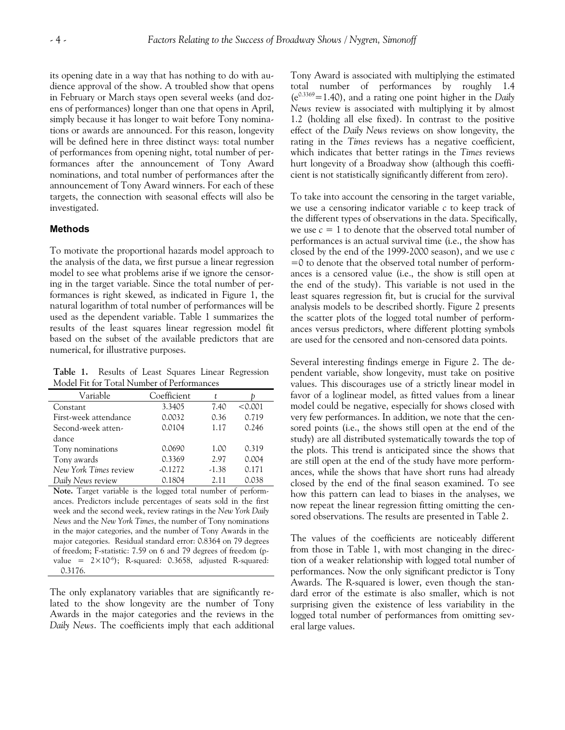its opening date in a way that has nothing to do with audience approval of the show. A troubled show that opens in February or March stays open several weeks (and dozens of performances) longer than one that opens in April, simply because it has longer to wait before Tony nominations or awards are announced. For this reason, longevity will be defined here in three distinct ways: total number of performances from opening night, total number of performances after the announcement of Tony Award nominations, and total number of performances after the announcement of Tony Award winners. For each of these targets, the connection with seasonal effects will also be investigated.

### Methods

To motivate the proportional hazards model approach to the analysis of the data, we first pursue a linear regression model to see what problems arise if we ignore the censoring in the target variable. Since the total number of performances is right skewed, as indicated in Figure 1, the natural logarithm of total number of performances will be used as the dependent variable. Table 1 summarizes the results of the least squares linear regression model fit based on the subset of the available predictors that are numerical, for illustrative purposes.

**Table 1.** Results of Least Squares Linear Regression Model Fit for Total Number of Performances

| Variable | Coefficient | $t$ | $p$ |
|---|---|---|---|
| Constant | 3.3405 | 7.40 | <0.001 |
| First-week attendance | 0.0032 | 0.36 | 0.719 |
| Second-week attendance | 0.0104 | 1.17 | 0.246 |
| Tony nominations | 0.0690 | 1.00 | 0.319 |
| Tony awards | 0.3369 | 2.97 | 0.004 |
| *New York Times* review | -0.1272 | -1.38 | 0.171 |
| *Daily News* review | 0.1804 | 2.11 | 0.038 |

**Note.** Target variable is the logged total number of performances. Predictors include percentages of seats sold in the first week and the second week, review ratings in the *New York Daily News* and the *New York Times*, the number of Tony nominations in the major categories, and the number of Tony Awards in the major categories. Residual standard error: 0.8364 on 79 degrees of freedom; F-statistic: 7.59 on 6 and 79 degrees of freedom (p-value = $2 \times 10^{-6}$); R-squared: 0.3658, adjusted R-squared: 0.3176.

The only explanatory variables that are significantly related to the show longevity are the number of Tony Awards in the major categories and the reviews in the *Daily News*. The coefficients imply that each additional Tony Award is associated with multiplying the estimated total number of performances by roughly 1.4 ($e^{0.3369}=1.40$), and a rating one point higher in the *Daily News* review is associated with multiplying it by almost 1.2 (holding all else fixed). In contrast to the positive effect of the *Daily News* reviews on show longevity, the rating in the *Times* reviews has a negative coefficient, which indicates that better ratings in the *Times* reviews hurt longevity of a Broadway show (although this coefficient is not statistically significantly different from zero).

To take into account the censoring in the target variable, we use a censoring indicator variable $c$ to keep track of the different types of observations in the data. Specifically, we use $c = 1$ to denote that the observed total number of performances is an actual survival time (i.e., the show has closed by the end of the 1999-2000 season), and we use $c = 0$ to denote that the observed total number of performances is a censored value (i.e., the show is still open at the end of the study). This variable is not used in the least squares regression fit, but is crucial for the survival analysis models to be described shortly. Figure 2 presents the scatter plots of the logged total number of performances versus predictors, where different plotting symbols are used for the censored and non-censored data points.

Several interesting findings emerge in Figure 2. The dependent variable, show longevity, must take on positive values. This discourages use of a strictly linear model in favor of a loglinear model, as fitted values from a linear model could be negative, especially for shows closed with very few performances. In addition, we note that the censored points (i.e., the shows still open at the end of the study) are all distributed systematically towards the top of the plots. This trend is anticipated since the shows that are still open at the end of the study have more performances, while the shows that have short runs had already closed by the end of the final season examined. To see how this pattern can lead to biases in the analyses, we now repeat the linear regression fitting omitting the censored observations. The results are presented in Table 2.

The values of the coefficients are noticeably different from those in Table 1, with most changing in the direction of a weaker relationship with logged total number of performances. Now the only significant predictor is Tony Awards. The R-squared is lower, even though the standard error of the estimate is also smaller, which is not surprising given the existence of less variability in the logged total number of performances from omitting several large values.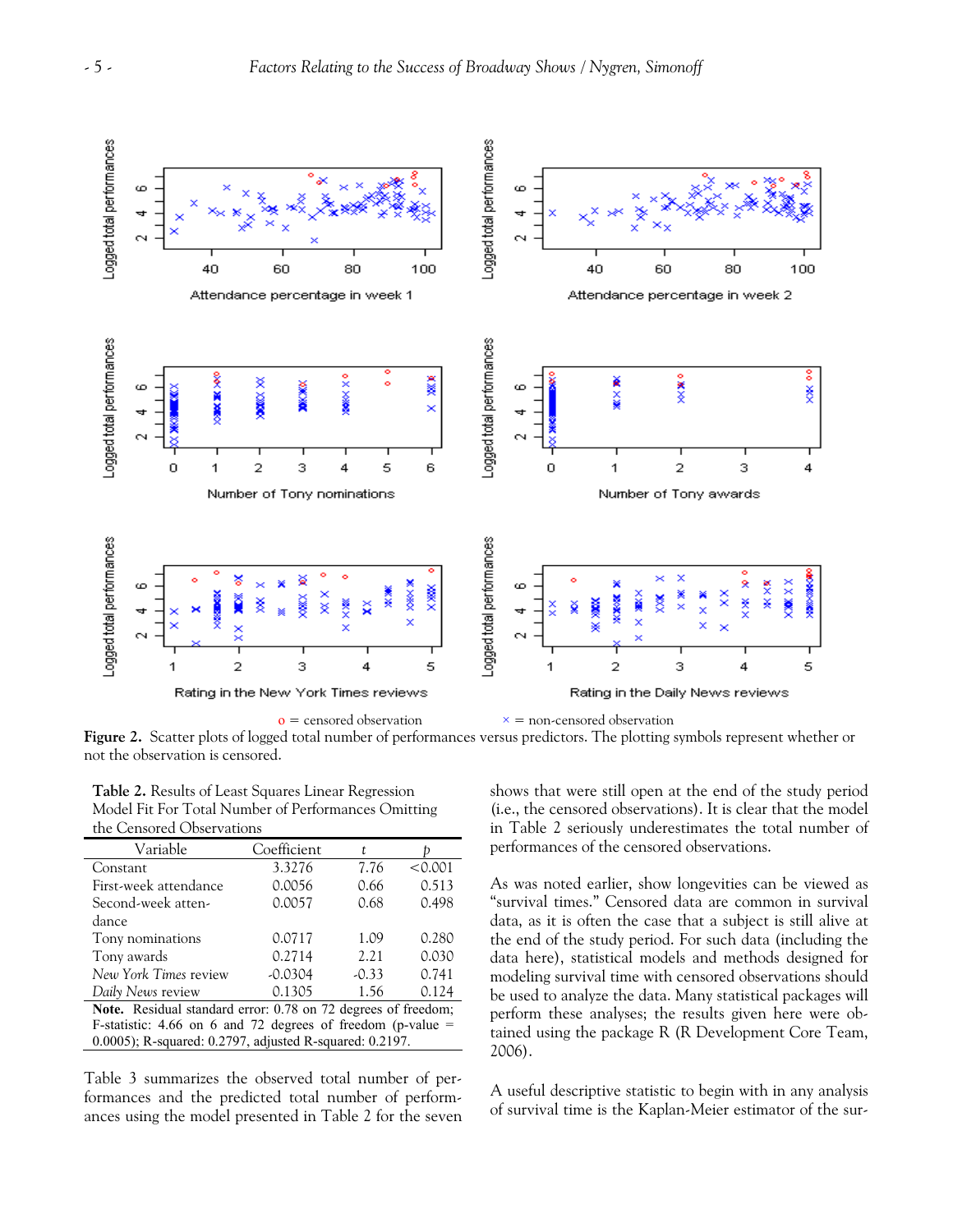o = censored observation × = non-censored observation

**Figure 2.** Scatter plots of logged total number of performances versus predictors. The plotting symbols represent whether or not the observation is censored.

**Table 2.** Results of Least Squares Linear Regression Model Fit For Total Number of Performances Omitting the Censored Observations

| Variable | Coefficient | *t* | *p* |
|---|---|---|---|
| Constant | 3.3276 | 7.76 | <0.001 |
| First-week attendance | 0.0056 | 0.66 | 0.513 |
| Second-week attendance | 0.0057 | 0.68 | 0.498 |
| Tony nominations | 0.0717 | 1.09 | 0.280 |
| Tony awards | 0.2714 | 2.21 | 0.030 |
| *New York Times* review | -0.0304 | -0.33 | 0.741 |
| *Daily News* review | 0.1305 | 1.56 | 0.124 |

**Note.** Residual standard error: 0.78 on 72 degrees of freedom; F-statistic: 4.66 on 6 and 72 degrees of freedom (p-value = 0.0005); R-squared: 0.2797, adjusted R-squared: 0.2197.

Table 3 summarizes the observed total number of performances and the predicted total number of performances using the model presented in Table 2 for the seven shows that were still open at the end of the study period (i.e., the censored observations). It is clear that the model in Table 2 seriously underestimates the total number of performances of the censored observations.

As was noted earlier, show longevities can be viewed as "survival times." Censored data are common in survival data, as it is often the case that a subject is still alive at the end of the study period. For such data (including the data here), statistical models and methods designed for modeling survival time with censored observations should be used to analyze the data. Many statistical packages will perform these analyses; the results given here were obtained using the package R (R Development Core Team, 2006).

A useful descriptive statistic to begin with in any analysis of survival time is the Kaplan-Meier estimator of the sur-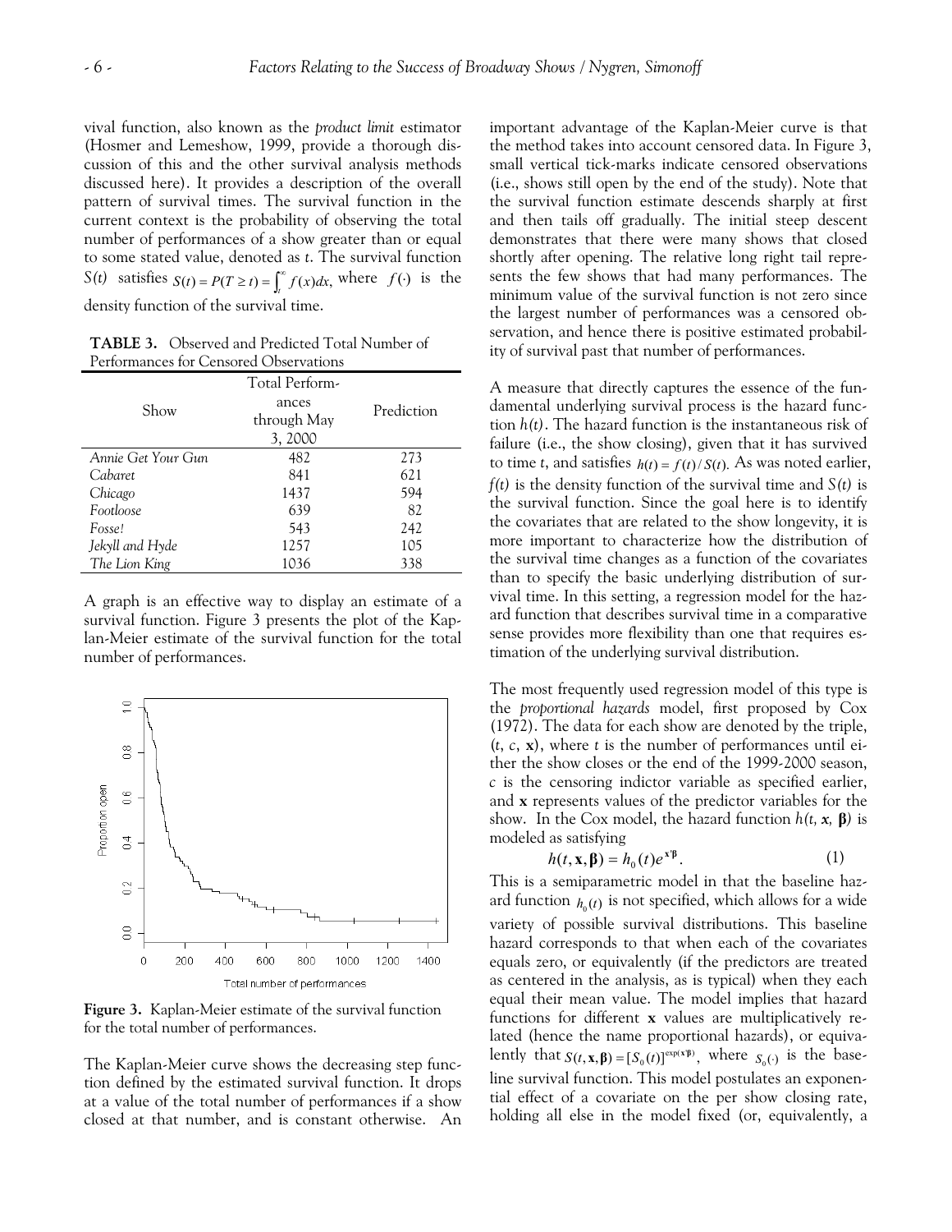vival function, also known as the *product limit* estimator (Hosmer and Lemeshow, 1999, provide a thorough discussion of this and the other survival analysis methods discussed here). It provides a description of the overall pattern of survival times. The survival function in the current context is the probability of observing the total number of performances of a show greater than or equal to some stated value, denoted as *t*. The survival function $S(t)$ satisfies $S(t) = P(T \geq t) = \int_t^\infty f(x)dx$, where $f(\cdot)$ is the density function of the survival time.

**TABLE 3.** Observed and Predicted Total Number of Performances for Censored Observations

| Show | Total Performances through May 3, 2000 | Prediction |
|---|---|---|
| *Annie Get Your Gun* | 482 | 273 |
| *Cabaret* | 841 | 621 |
| *Chicago* | 1437 | 594 |
| *Footloose* | 639 | 82 |
| *Fosse!* | 543 | 242 |
| *Jekyll and Hyde* | 1257 | 105 |
| *The Lion King* | 1036 | 338 |

A graph is an effective way to display an estimate of a survival function. Figure 3 presents the plot of the Kaplan-Meier estimate of the survival function for the total number of performances.

**Figure 3.** Kaplan-Meier estimate of the survival function for the total number of performances.

The Kaplan-Meier curve shows the decreasing step function defined by the estimated survival function. It drops at a value of the total number of performances if a show closed at that number, and is constant otherwise. An important advantage of the Kaplan-Meier curve is that the method takes into account censored data. In Figure 3, small vertical tick-marks indicate censored observations (i.e., shows still open by the end of the study). Note that the survival function estimate descends sharply at first and then tails off gradually. The initial steep descent demonstrates that there were many shows that closed shortly after opening. The relative long right tail represents the few shows that had many performances. The minimum value of the survival function is not zero since the largest number of performances was a censored observation, and hence there is positive estimated probability of survival past that number of performances.

A measure that directly captures the essence of the fundamental underlying survival process is the hazard function $h(t)$. The hazard function is the instantaneous risk of failure (i.e., the show closing), given that it has survived to time *t*, and satisfies $h(t) = f(t)/S(t)$. As was noted earlier, $f(t)$ is the density function of the survival time and $S(t)$ is the survival function. Since the goal here is to identify the covariates that are related to the show longevity, it is more important to characterize how the distribution of the survival time changes as a function of the covariates than to specify the basic underlying distribution of survival time. In this setting, a regression model for the hazard function that describes survival time in a comparative sense provides more flexibility than one that requires estimation of the underlying survival distribution.

The most frequently used regression model of this type is the *proportional hazards* model, first proposed by Cox (1972). The data for each show are denoted by the triple, $(t, c, \mathbf{x})$, where *t* is the number of performances until either the show closes or the end of the 1999-2000 season, *c* is the censoring indictor variable as specified earlier, and $\mathbf{x}$ represents values of the predictor variables for the show. In the Cox model, the hazard function $h(t, \mathbf{x}, \boldsymbol{\beta})$ is modeled as satisfying

$$h(t, \mathbf{x}, \boldsymbol{\beta}) = h_0(t)e^{\mathbf{x}'\boldsymbol{\beta}}. \qquad (1)$$

This is a semiparametric model in that the baseline hazard function $h_0(t)$ is not specified, which allows for a wide variety of possible survival distributions. This baseline hazard corresponds to that when each of the covariates equals zero, or equivalently (if the predictors are treated as centered in the analysis, as is typical) when they each equal their mean value. The model implies that hazard functions for different $\mathbf{x}$ values are multiplicatively related (hence the name proportional hazards), or equivalently that $S(t, \mathbf{x}, \boldsymbol{\beta}) = [S_0(t)]^{\exp(\mathbf{x}'\boldsymbol{\beta})}$, where $S_0(\cdot)$ is the baseline survival function. This model postulates an exponential effect of a covariate on the per show closing rate, holding all else in the model fixed (or, equivalently, a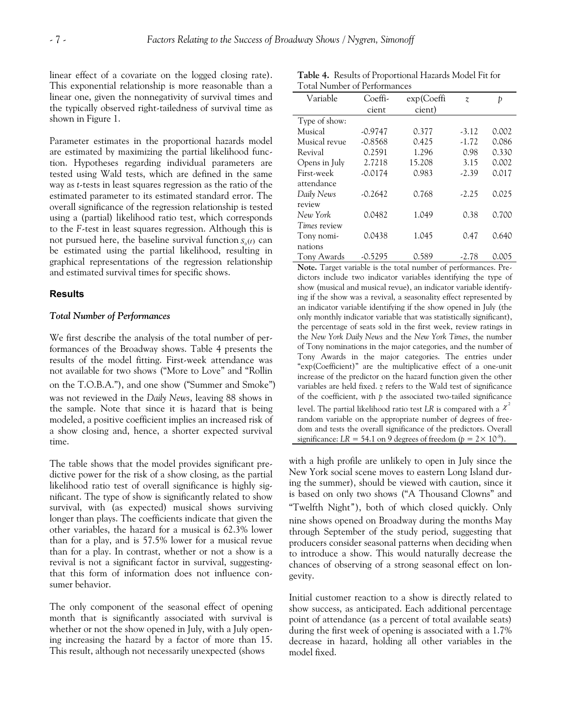linear effect of a covariate on the logged closing rate). This exponential relationship is more reasonable than a linear one, given the nonnegativity of survival times and the typically observed right-tailedness of survival time as shown in Figure 1.

Parameter estimates in the proportional hazards model are estimated by maximizing the partial likelihood function. Hypotheses regarding individual parameters are tested using Wald tests, which are defined in the same way as *t*-tests in least squares regression as the ratio of the estimated parameter to its estimated standard error. The overall significance of the regression relationship is tested using a (partial) likelihood ratio test, which corresponds to the *F*-test in least squares regression. Although this is not pursued here, the baseline survival function $S_0(t)$ can be estimated using the partial likelihood, resulting in graphical representations of the regression relationship and estimated survival times for specific shows.

## Results

### *Total Number of Performances*

We first describe the analysis of the total number of performances of the Broadway shows. Table 4 presents the results of the model fitting. First-week attendance was not available for two shows ("More to Love" and "Rollin on the T.O.B.A."), and one show ("Summer and Smoke") was not reviewed in the *Daily News*, leaving 88 shows in the sample. Note that since it is hazard that is being modeled, a positive coefficient implies an increased risk of a show closing and, hence, a shorter expected survival time.

**Table 4.** Results of Proportional Hazards Model Fit for Total Number of Performances

| Variable | Coefficient | exp(Coefficient) | $z$ | $p$ |
|---|---|---|---|---|
| Type of show: | | | | |
| Musical | -0.9747 | 0.377 | -3.12 | 0.002 |
| Musical revue | -0.8568 | 0.425 | -1.72 | 0.086 |
| Revival | 0.2591 | 1.296 | 0.98 | 0.330 |
| Opens in July | 2.7218 | 15.208 | 3.15 | 0.002 |
| First-week attendance | -0.0174 | 0.983 | -2.39 | 0.017 |
| *Daily News* review | -0.2642 | 0.768 | -2.25 | 0.025 |
| *New York Times* review | 0.0482 | 1.049 | 0.38 | 0.700 |
| Tony nominations | 0.0438 | 1.045 | 0.47 | 0.640 |
| Tony Awards | -0.5295 | 0.589 | -2.78 | 0.005 |

**Note.** Target variable is the total number of performances. Predictors include two indicator variables identifying the type of show (musical and musical revue), an indicator variable identifying if the show was a revival, a seasonality effect represented by an indicator variable identifying if the show opened in July (the only monthly indicator variable that was statistically significant), the percentage of seats sold in the first week, review ratings in the *New York Daily News* and the *New York Times*, the number of Tony nominations in the major categories, and the number of Tony Awards in the major categories. The entries under "exp(Coefficient)" are the multiplicative effect of a one-unit increase of the predictor on the hazard function given the other variables are held fixed. $z$ refers to the Wald test of significance of the coefficient, with $p$ the associated two-tailed significance level. The partial likelihood ratio test $LR$ is compared with a $\chi^2$ random variable on the appropriate number of degrees of freedom and tests the overall significance of the predictors. Overall significance: $LR = 54.1$ on 9 degrees of freedom ($p = 2 \times 10^{-8}$).

The table shows that the model provides significant predictive power for the risk of a show closing, as the partial likelihood ratio test of overall significance is highly significant. The type of show is significantly related to show survival, with (as expected) musical shows surviving longer than plays. The coefficients indicate that given the other variables, the hazard for a musical is 62.3% lower than for a play, and is 57.5% lower for a musical revue than for a play. In contrast, whether or not a show is a revival is not a significant factor in survival, suggestingthat this form of information does not influence consumer behavior.

The only component of the seasonal effect of opening month that is significantly associated with survival is whether or not the show opened in July, with a July opening increasing the hazard by a factor of more than 15. This result, although not necessarily unexpected (shows with a high profile are unlikely to open in July since the New York social scene moves to eastern Long Island during the summer), should be viewed with caution, since it is based on only two shows ("A Thousand Clowns" and "Twelfth Night"), both of which closed quickly. Only nine shows opened on Broadway during the months May through September of the study period, suggesting that producers consider seasonal patterns when deciding when to introduce a show. This would naturally decrease the chances of observing of a strong seasonal effect on longevity.

Initial customer reaction to a show is directly related to show success, as anticipated. Each additional percentage point of attendance (as a percent of total available seats) during the first week of opening is associated with a 1.7% decrease in hazard, holding all other variables in the model fixed.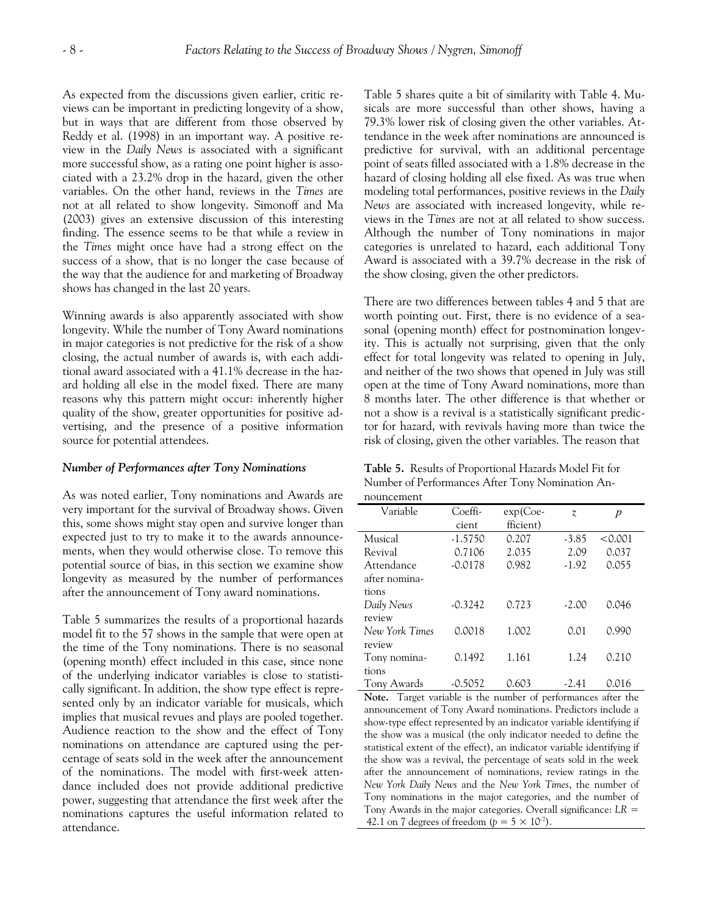As expected from the discussions given earlier, critic reviews can be important in predicting longevity of a show, but in ways that are different from those observed by Reddy et al. (1998) in an important way. A positive review in the *Daily News* is associated with a significant more successful show, as a rating one point higher is associated with a 23.2% drop in the hazard, given the other variables. On the other hand, reviews in the *Times* are not at all related to show longevity. Simonoff and Ma (2003) gives an extensive discussion of this interesting finding. The essence seems to be that while a review in the *Times* might once have had a strong effect on the success of a show, that is no longer the case because of the way that the audience for and marketing of Broadway shows has changed in the last 20 years.

Winning awards is also apparently associated with show longevity. While the number of Tony Award nominations in major categories is not predictive for the risk of a show closing, the actual number of awards is, with each additional award associated with a 41.1% decrease in the hazard holding all else in the model fixed. There are many reasons why this pattern might occur: inherently higher quality of the show, greater opportunities for positive advertising, and the presence of a positive information source for potential attendees.

### *Number of Performances after Tony Nominations*

As was noted earlier, Tony nominations and Awards are very important for the survival of Broadway shows. Given this, some shows might stay open and survive longer than expected just to try to make it to the awards announcements, when they would otherwise close. To remove this potential source of bias, in this section we examine show longevity as measured by the number of performances after the announcement of Tony award nominations.

Table 5 summarizes the results of a proportional hazards model fit to the 57 shows in the sample that were open at the time of the Tony nominations. There is no seasonal (opening month) effect included in this case, since none of the underlying indicator variables is close to statistically significant. In addition, the show type effect is represented only by an indicator variable for musicals, which implies that musical revues and plays are pooled together. Audience reaction to the show and the effect of Tony nominations on attendance are captured using the percentage of seats sold in the week after the announcement of the nominations. The model with first-week attendance included does not provide additional predictive power, suggesting that attendance the first week after the nominations captures the useful information related to attendance.

Table 5 shares quite a bit of similarity with Table 4. Musicals are more successful than other shows, having a 79.3% lower risk of closing given the other variables. Attendance in the week after nominations are announced is predictive for survival, with an additional percentage point of seats filled associated with a 1.8% decrease in the hazard of closing holding all else fixed. As was true when modeling total performances, positive reviews in the *Daily News* are associated with increased longevity, while reviews in the *Times* are not at all related to show success. Although the number of Tony nominations in major categories is unrelated to hazard, each additional Tony Award is associated with a 39.7% decrease in the risk of the show closing, given the other predictors.

There are two differences between tables 4 and 5 that are worth pointing out. First, there is no evidence of a seasonal (opening month) effect for postnomination longevity. This is actually not surprising, given that the only effect for total longevity was related to opening in July, and neither of the two shows that opened in July was still open at the time of Tony Award nominations, more than 8 months later. The other difference is that whether or not a show is a revival is a statistically significant predictor for hazard, with revivals having more than twice the risk of closing, given the other variables. The reason that

**Table 5.** Results of Proportional Hazards Model Fit for Number of Performances After Tony Nomination Announcement

| Variable | Coefficient | exp(Coefficient) | $z$ | $p$ |
|---|---|---|---|---|
| Musical | -1.5750 | 0.207 | -3.85 | <0.001 |
| Revival | 0.7106 | 2.035 | 2.09 | 0.037 |
| Attendance after nominations | -0.0178 | 0.982 | -1.92 | 0.055 |
| *Daily News* review | -0.3242 | 0.723 | -2.00 | 0.046 |
| *New York Times* review | 0.0018 | 1.002 | 0.01 | 0.990 |
| Tony nominations | 0.1492 | 1.161 | 1.24 | 0.210 |
| Tony Awards | -0.5052 | 0.603 | -2.41 | 0.016 |

**Note.** Target variable is the number of performances after the announcement of Tony Award nominations. Predictors include a show-type effect represented by an indicator variable identifying if the show was a musical (the only indicator needed to define the statistical extent of the effect), an indicator variable identifying if the show was a revival, the percentage of seats sold in the week after the announcement of nominations, review ratings in the *New York Daily News* and the *New York Times*, the number of Tony nominations in the major categories, and the number of Tony Awards in the major categories. Overall significance: $LR =$ 42.1 on 7 degrees of freedom ($p = 5 \times 10^{-7}$).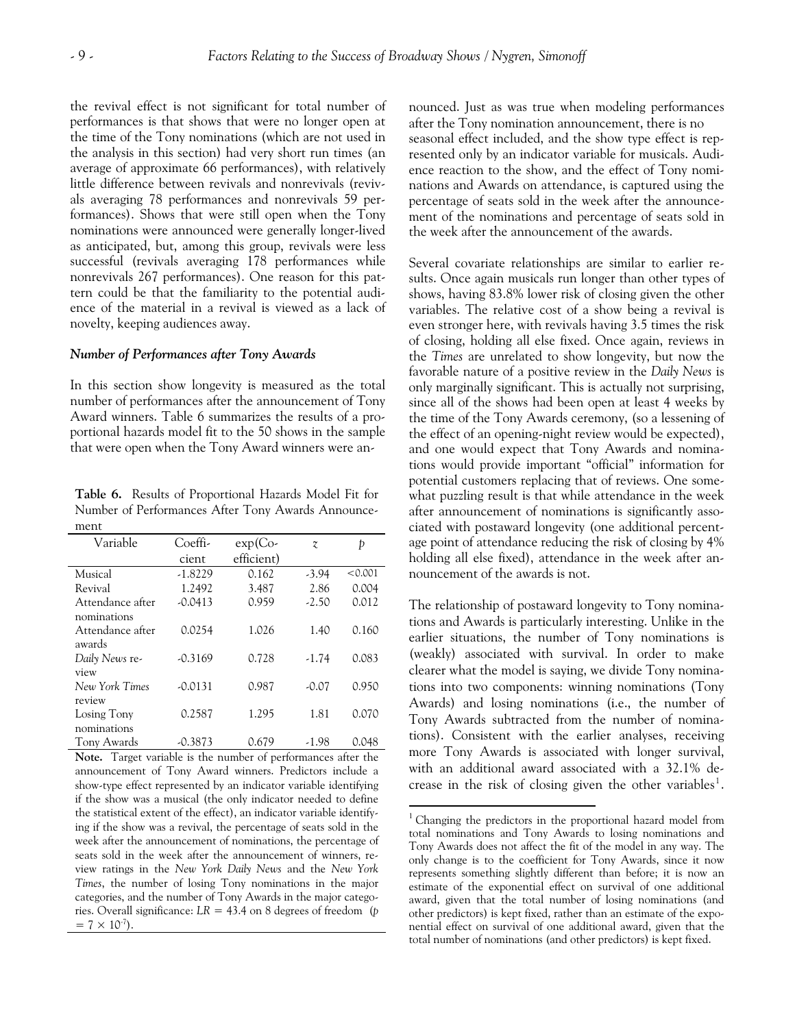the revival effect is not significant for total number of performances is that shows that were no longer open at the time of the Tony nominations (which are not used in the analysis in this section) had very short run times (an average of approximate 66 performances), with relatively little difference between revivals and nonrevivals (revivals averaging 78 performances and nonrevivals 59 performances). Shows that were still open when the Tony nominations were announced were generally longer-lived as anticipated, but, among this group, revivals were less successful (revivals averaging 178 performances while nonrevivals 267 performances). One reason for this pattern could be that the familiarity to the potential audience of the material in a revival is viewed as a lack of novelty, keeping audiences away.

### *Number of Performances after Tony Awards*

In this section show longevity is measured as the total number of performances after the announcement of Tony Award winners. Table 6 summarizes the results of a proportional hazards model fit to the 50 shows in the sample that were open when the Tony Award winners were announced. Just as was true when modeling performances after the Tony nomination announcement, there is no seasonal effect included, and the show type effect is represented only by an indicator variable for musicals. Audience reaction to the show, and the effect of Tony nominations and Awards on attendance, is captured using the percentage of seats sold in the week after the announcement of the nominations and percentage of seats sold in the week after the announcement of the awards.

**Table 6.** Results of Proportional Hazards Model Fit for Number of Performances After Tony Awards Announcement

| Variable | Coefficient | exp(Coefficient) | $z$ | $p$ |
|---|---|---|---|---|
| Musical | -1.8229 | 0.162 | -3.94 | <0.001 |
| Revival | 1.2492 | 3.487 | 2.86 | 0.004 |
| Attendance after nominations | -0.0413 | 0.959 | -2.50 | 0.012 |
| Attendance after awards | 0.0254 | 1.026 | 1.40 | 0.160 |
| *Daily News* review | -0.3169 | 0.728 | -1.74 | 0.083 |
| *New York Times* review | -0.0131 | 0.987 | -0.07 | 0.950 |
| Losing Tony nominations | 0.2587 | 1.295 | 1.81 | 0.070 |
| Tony Awards | -0.3873 | 0.679 | -1.98 | 0.048 |

**Note.** Target variable is the number of performances after the announcement of Tony Award winners. Predictors include a show-type effect represented by an indicator variable identifying if the show was a musical (the only indicator needed to define the statistical extent of the effect), an indicator variable identifying if the show was a revival, the percentage of seats sold in the week after the announcement of nominations, the percentage of seats sold in the week after the announcement of winners, review ratings in the *New York Daily News* and the *New York Times*, the number of losing Tony nominations in the major categories, and the number of Tony Awards in the major categories. Overall significance: $LR = 43.4$ on 8 degrees of freedom ($p = 7 \times 10^{-7}$).

Several covariate relationships are similar to earlier results. Once again musicals run longer than other types of shows, having 83.8% lower risk of closing given the other variables. The relative cost of a show being a revival is even stronger here, with revivals having 3.5 times the risk of closing, holding all else fixed. Once again, reviews in the *Times* are unrelated to show longevity, but now the favorable nature of a positive review in the *Daily News* is only marginally significant. This is actually not surprising, since all of the shows had been open at least 4 weeks by the time of the Tony Awards ceremony, (so a lessening of the effect of an opening-night review would be expected), and one would expect that Tony Awards and nominations would provide important "official" information for potential customers replacing that of reviews. One somewhat puzzling result is that while attendance in the week after announcement of nominations is significantly associated with postaward longevity (one additional percentage point of attendance reducing the risk of closing by 4% holding all else fixed), attendance in the week after announcement of the awards is not.

The relationship of postaward longevity to Tony nominations and Awards is particularly interesting. Unlike in the earlier situations, the number of Tony nominations is (weakly) associated with survival. In order to make clearer what the model is saying, we divide Tony nominations into two components: winning nominations (Tony Awards) and losing nominations (i.e., the number of Tony Awards subtracted from the number of nominations). Consistent with the earlier analyses, receiving more Tony Awards is associated with longer survival, with an additional award associated with a 32.1% decrease in the risk of closing given the other variables[1].

[1] Changing the predictors in the proportional hazard model from total nominations and Tony Awards to losing nominations and Tony Awards does not affect the fit of the model in any way. The only change is to the coefficient for Tony Awards, since it now represents something slightly different than before; it is now an estimate of the exponential effect on survival of one additional award, given that the total number of losing nominations (and other predictors) is kept fixed, rather than an estimate of the exponential effect on survival of one additional award, given that the total number of nominations (and other predictors) is kept fixed.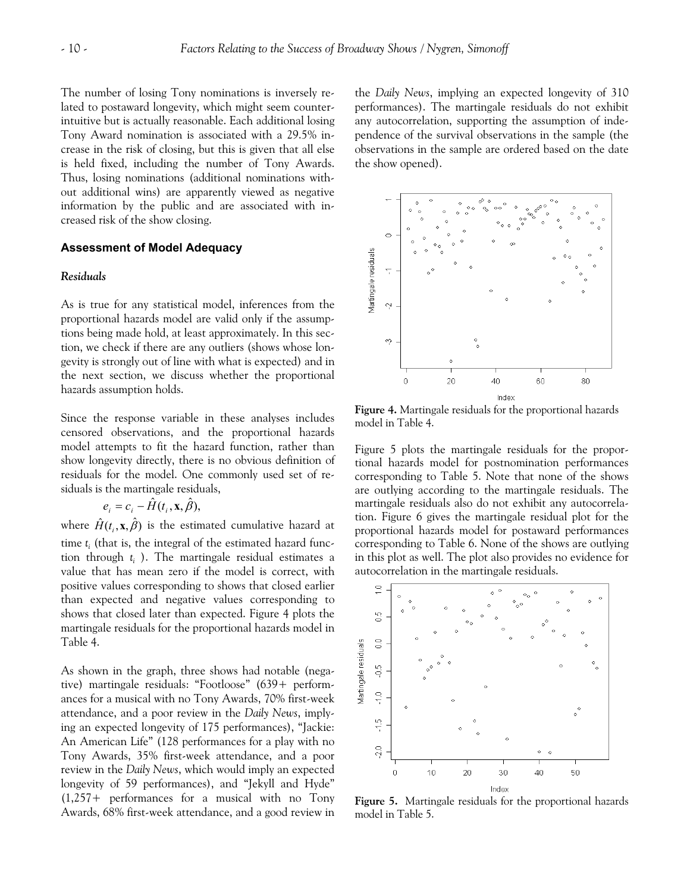The number of losing Tony nominations is inversely related to postaward longevity, which might seem counterintuitive but is actually reasonable. Each additional losing Tony Award nomination is associated with a 29.5% increase in the risk of closing, but this is given that all else is held fixed, including the number of Tony Awards. Thus, losing nominations (additional nominations without additional wins) are apparently viewed as negative information by the public and are associated with increased risk of the show closing.

## Assessment of Model Adequacy

### *Residuals*

As is true for any statistical model, inferences from the proportional hazards model are valid only if the assumptions being made hold, at least approximately. In this section, we check if there are any outliers (shows whose longevity is strongly out of line with what is expected) and in the next section, we discuss whether the proportional hazards assumption holds.

Since the response variable in these analyses includes censored observations, and the proportional hazards model attempts to fit the hazard function, rather than show longevity directly, there is no obvious definition of residuals for the model. One commonly used set of residuals is the martingale residuals,

$$e_i = c_i - \hat{H}(t_i, \mathbf{x}, \hat{\beta}),$$

where $\hat{H}(t_i, \mathbf{x}, \hat{\beta})$ is the estimated cumulative hazard at time $t_i$ (that is, the integral of the estimated hazard function through $t_i$). The martingale residual estimates a value that has mean zero if the model is correct, with positive values corresponding to shows that closed earlier than expected and negative values corresponding to shows that closed later than expected. Figure 4 plots the martingale residuals for the proportional hazards model in Table 4.

As shown in the graph, three shows had notable (negative) martingale residuals: "Footloose" (639+ performances for a musical with no Tony Awards, 70% first-week attendance, and a poor review in the *Daily News*, implying an expected longevity of 175 performances), "Jackie: An American Life" (128 performances for a play with no Tony Awards, 35% first-week attendance, and a poor review in the *Daily News*, which would imply an expected longevity of 59 performances), and "Jekyll and Hyde" (1,257+ performances for a musical with no Tony Awards, 68% first-week attendance, and a good review in the *Daily News*, implying an expected longevity of 310 performances). The martingale residuals do not exhibit any autocorrelation, supporting the assumption of independence of the survival observations in the sample (the observations in the sample are ordered based on the date the show opened).

**Figure 4.** Martingale residuals for the proportional hazards model in Table 4.

Figure 5 plots the martingale residuals for the proportional hazards model for postnomination performances corresponding to Table 5. Note that none of the shows are outlying according to the martingale residuals. The martingale residuals also do not exhibit any autocorrelation. Figure 6 gives the martingale residual plot for the proportional hazards model for postaward performances corresponding to Table 6. None of the shows are outlying in this plot as well. The plot also provides no evidence for autocorrelation in the martingale residuals.

**Figure 5.** Martingale residuals for the proportional hazards model in Table 5.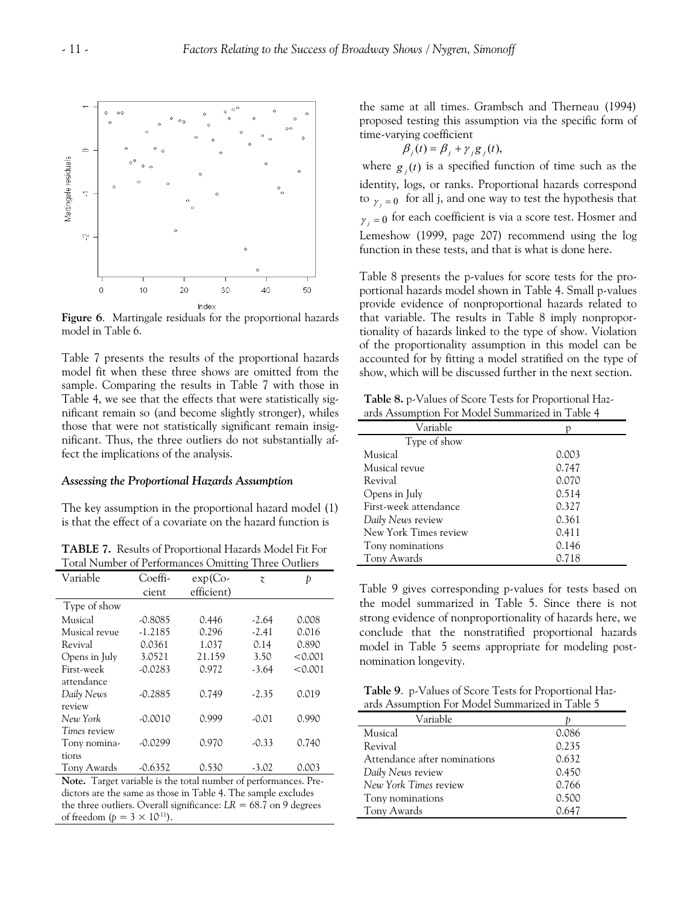**Figure 6**. Martingale residuals for the proportional hazards model in Table 6.

Table 7 presents the results of the proportional hazards model fit when these three shows are omitted from the sample. Comparing the results in Table 7 with those in Table 4, we see that the effects that were statistically significant remain so (and become slightly stronger), whiles those that were not statistically significant remain insignificant. Thus, the three outliers do not substantially affect the implications of the analysis.

### *Assessing the Proportional Hazards Assumption*

The key assumption in the proportional hazard model (1) is that the effect of a covariate on the hazard function is the same at all times. Grambsch and Therneau (1994) proposed testing this assumption via the specific form of time-varying coefficient

$$\beta_j(t) = \beta_j + \gamma_j g_j(t),$$

where $g_j(t)$ is a specified function of time such as the identity, logs, or ranks. Proportional hazards correspond to $\gamma_j = 0$ for all j, and one way to test the hypothesis that $\gamma_j = 0$ for each coefficient is via a score test. Hosmer and Lemeshow (1999, page 207) recommend using the log function in these tests, and that is what is done here.

**TABLE 7.** Results of Proportional Hazards Model Fit For Total Number of Performances Omitting Three Outliers

| Variable | Coefficient | exp(Coefficient) | $z$ | $p$ |
|---|---|---|---|---|
| Type of show | | | | |
| Musical | -0.8085 | 0.446 | -2.64 | 0.008 |
| Musical revue | -1.2185 | 0.296 | -2.41 | 0.016 |
| Revival | 0.0361 | 1.037 | 0.14 | 0.890 |
| Opens in July | 3.0521 | 21.159 | 3.50 | <0.001 |
| First-week attendance | -0.0283 | 0.972 | -3.64 | <0.001 |
| *Daily News* review | -0.2885 | 0.749 | -2.35 | 0.019 |
| *New York Times* review | -0.0010 | 0.999 | -0.01 | 0.990 |
| Tony nominations | -0.0299 | 0.970 | -0.33 | 0.740 |
| Tony Awards | -0.6352 | 0.530 | -3.02 | 0.003 |

**Note.** Target variable is the total number of performances. Predictors are the same as those in Table 4. The sample excludes the three outliers. Overall significance: $LR = 68.7$ on 9 degrees of freedom ($p = 3 \times 10^{-11}$).

Table 8 presents the p-values for score tests for the proportional hazards model shown in Table 4. Small p-values provide evidence of nonproportional hazards related to that variable. The results in Table 8 imply nonproportionality of hazards linked to the type of show. Violation of the proportionality assumption in this model can be accounted for by fitting a model stratified on the type of show, which will be discussed further in the next section.

**Table 8.** p-Values of Score Tests for Proportional Hazards Assumption For Model Summarized in Table 4

| Variable | p |
|---|---|
| Type of show | |
| Musical | 0.003 |
| Musical revue | 0.747 |
| Revival | 0.070 |
| Opens in July | 0.514 |
| First-week attendance | 0.327 |
| *Daily News* review | 0.361 |
| New York Times review | 0.411 |
| Tony nominations | 0.146 |
| Tony Awards | 0.718 |

Table 9 gives corresponding p-values for tests based on the model summarized in Table 5. Since there is not strong evidence of nonproportionality of hazards here, we conclude that the nonstratified proportional hazards model in Table 5 seems appropriate for modeling post-nomination longevity.

**Table 9**. p-Values of Score Tests for Proportional Hazards Assumption For Model Summarized in Table 5

| Variable | $p$ |
|---|---|
| Musical | 0.086 |
| Revival | 0.235 |
| Attendance after nominations | 0.632 |
| *Daily News* review | 0.450 |
| *New York Times* review | 0.766 |
| Tony nominations | 0.500 |
| Tony Awards | 0.647 |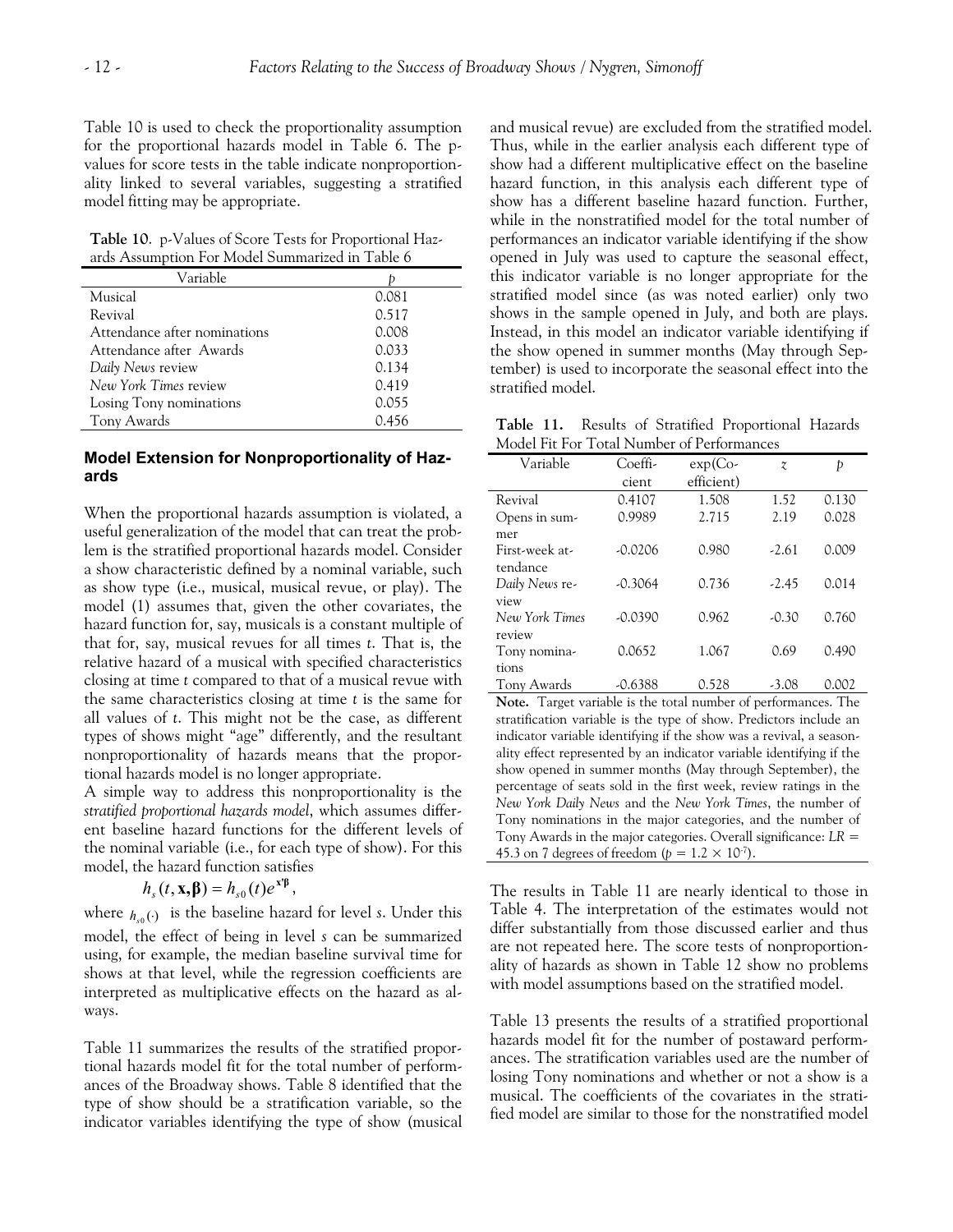Table 10 is used to check the proportionality assumption for the proportional hazards model in Table 6. The p-values for score tests in the table indicate nonproportionality linked to several variables, suggesting a stratified model fitting may be appropriate.

**Table 10**. p-Values of Score Tests for Proportional Hazards Assumption For Model Summarized in Table 6

| Variable | $p$ |
|---|---|
| Musical | 0.081 |
| Revival | 0.517 |
| Attendance after nominations | 0.008 |
| Attendance after Awards | 0.033 |
| *Daily News* review | 0.134 |
| *New York Times* review | 0.419 |
| Losing Tony nominations | 0.055 |
| Tony Awards | 0.456 |

## Model Extension for Nonproportionality of Hazards

When the proportional hazards assumption is violated, a useful generalization of the model that can treat the problem is the stratified proportional hazards model. Consider a show characteristic defined by a nominal variable, such as show type (i.e., musical, musical revue, or play). The model (1) assumes that, given the other covariates, the hazard function for, say, musicals is a constant multiple of that for, say, musical revues for all times $t$. That is, the relative hazard of a musical with specified characteristics closing at time $t$ compared to that of a musical revue with the same characteristics closing at time $t$ is the same for all values of $t$. This might not be the case, as different types of shows might "age" differently, and the resultant nonproportionality of hazards means that the proportional hazards model is no longer appropriate.

A simple way to address this nonproportionality is the *stratified proportional hazards model*, which assumes different baseline hazard functions for the different levels of the nominal variable (i.e., for each type of show). For this model, the hazard function satisfies

$$h_s(t, \mathbf{x}, \boldsymbol{\beta}) = h_{s0}(t)e^{\mathbf{x}'\boldsymbol{\beta}},$$

where $h_{s0}(\cdot)$ is the baseline hazard for level $s$. Under this model, the effect of being in level $s$ can be summarized using, for example, the median baseline survival time for shows at that level, while the regression coefficients are interpreted as multiplicative effects on the hazard as always.

Table 11 summarizes the results of the stratified proportional hazards model fit for the total number of performances of the Broadway shows. Table 8 identified that the type of show should be a stratification variable, so the indicator variables identifying the type of show (musical and musical revue) are excluded from the stratified model. Thus, while in the earlier analysis each different type of show had a different multiplicative effect on the baseline hazard function, in this analysis each different type of show has a different baseline hazard function. Further, while in the nonstratified model for the total number of performances an indicator variable identifying if the show opened in July was used to capture the seasonal effect, this indicator variable is no longer appropriate for the stratified model since (as was noted earlier) only two shows in the sample opened in July, and both are plays. Instead, in this model an indicator variable identifying if the show opened in summer months (May through September) is used to incorporate the seasonal effect into the stratified model.

**Table 11.** Results of Stratified Proportional Hazards Model Fit For Total Number of Performances

| Variable | Coefficient | exp(Coefficient) | $z$ | $p$ |
|---|---|---|---|---|
| Revival | 0.4107 | 1.508 | 1.52 | 0.130 |
| Opens in summer | 0.9989 | 2.715 | 2.19 | 0.028 |
| First-week attendance | -0.0206 | 0.980 | -2.61 | 0.009 |
| *Daily News* review | -0.3064 | 0.736 | -2.45 | 0.014 |
| *New York Times* review | -0.0390 | 0.962 | -0.30 | 0.760 |
| Tony nominations | 0.0652 | 1.067 | 0.69 | 0.490 |
| Tony Awards | -0.6388 | 0.528 | -3.08 | 0.002 |

**Note.** Target variable is the total number of performances. The stratification variable is the type of show. Predictors include an indicator variable identifying if the show was a revival, a seasonality effect represented by an indicator variable identifying if the show opened in summer months (May through September), the percentage of seats sold in the first week, review ratings in the *New York Daily News* and the *New York Times*, the number of Tony nominations in the major categories, and the number of Tony Awards in the major categories. Overall significance: $LR$ = 45.3 on 7 degrees of freedom ($p = 1.2 \times 10^{-7}$).

The results in Table 11 are nearly identical to those in Table 4. The interpretation of the estimates would not differ substantially from those discussed earlier and thus are not repeated here. The score tests of nonproportionality of hazards as shown in Table 12 show no problems with model assumptions based on the stratified model.

Table 13 presents the results of a stratified proportional hazards model fit for the number of postaward performances. The stratification variables used are the number of losing Tony nominations and whether or not a show is a musical. The coefficients of the covariates in the stratified model are similar to those for the nonstratified model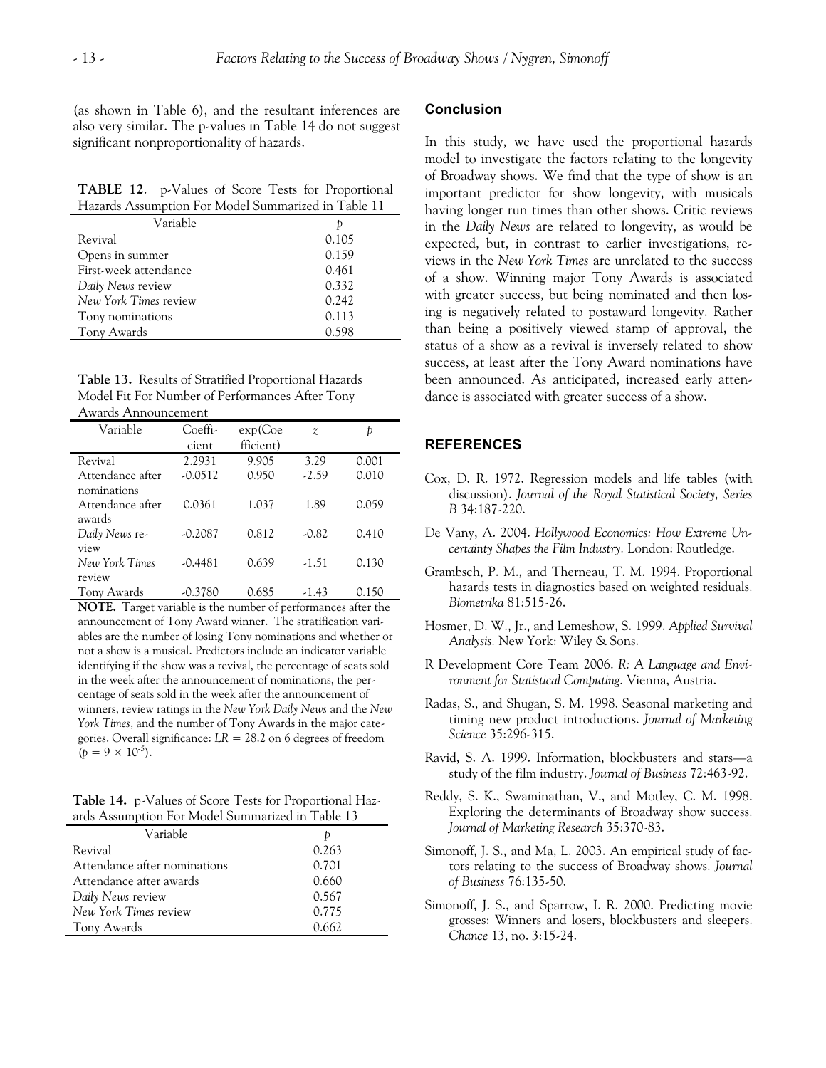(as shown in Table 6), and the resultant inferences are also very similar. The p-values in Table 14 do not suggest significant nonproportionality of hazards.

**TABLE 12**. p-Values of Score Tests for Proportional Hazards Assumption For Model Summarized in Table 11

| Variable | *p* |
|---|---|
| Revival | 0.105 |
| Opens in summer | 0.159 |
| First-week attendance | 0.461 |
| *Daily News* review | 0.332 |
| *New York Times* review | 0.242 |
| Tony nominations | 0.113 |
| Tony Awards | 0.598 |

**Table 13.** Results of Stratified Proportional Hazards Model Fit For Number of Performances After Tony Awards Announcement

| Variable | Coefficient | exp(Coefficient) | *z* | *p* |
|---|---|---|---|---|
| Revival | 2.2931 | 9.905 | 3.29 | 0.001 |
| Attendance after nominations | -0.0512 | 0.950 | -2.59 | 0.010 |
| Attendance after awards | 0.0361 | 1.037 | 1.89 | 0.059 |
| *Daily News* review | -0.2087 | 0.812 | -0.82 | 0.410 |
| *New York Times* review | -0.4481 | 0.639 | -1.51 | 0.130 |
| Tony Awards | -0.3780 | 0.685 | -1.43 | 0.150 |

**NOTE.** Target variable is the number of performances after the announcement of Tony Award winner. The stratification variables are the number of losing Tony nominations and whether or not a show is a musical. Predictors include an indicator variable identifying if the show was a revival, the percentage of seats sold in the week after the announcement of nominations, the percentage of seats sold in the week after the announcement of winners, review ratings in the *New York Daily News* and the *New York Times*, and the number of Tony Awards in the major categories. Overall significance: $LR = 28.2$ on 6 degrees of freedom ($p = 9 \times 10^{-5}$).

**Table 14.** p-Values of Score Tests for Proportional Hazards Assumption For Model Summarized in Table 13

| Variable | *p* |
|---|---|
| Revival | 0.263 |
| Attendance after nominations | 0.701 |
| Attendance after awards | 0.660 |
| *Daily News* review | 0.567 |
| *New York Times* review | 0.775 |
| Tony Awards | 0.662 |

## Conclusion

In this study, we have used the proportional hazards model to investigate the factors relating to the longevity of Broadway shows. We find that the type of show is an important predictor for show longevity, with musicals having longer run times than other shows. Critic reviews in the *Daily News* are related to longevity, as would be expected, but, in contrast to earlier investigations, reviews in the *New York Times* are unrelated to the success of a show. Winning major Tony Awards is associated with greater success, but being nominated and then losing is negatively related to postaward longevity. Rather than being a positively viewed stamp of approval, the status of a show as a revival is inversely related to show success, at least after the Tony Award nominations have been announced. As anticipated, increased early attendance is associated with greater success of a show.

## REFERENCES

Cox, D. R. 1972. Regression models and life tables (with discussion). *Journal of the Royal Statistical Society, Series B* 34:187-220.

De Vany, A. 2004. *Hollywood Economics: How Extreme Uncertainty Shapes the Film Industry.* London: Routledge.

Grambsch, P. M., and Therneau, T. M. 1994. Proportional hazards tests in diagnostics based on weighted residuals. *Biometrika* 81:515-26.

Hosmer, D. W., Jr., and Lemeshow, S. 1999. *Applied Survival Analysis.* New York: Wiley & Sons.

R Development Core Team 2006. *R: A Language and Environment for Statistical Computing.* Vienna, Austria.

Radas, S., and Shugan, S. M. 1998. Seasonal marketing and timing new product introductions. *Journal of Marketing Science* 35:296-315.

Ravid, S. A. 1999. Information, blockbusters and stars—a study of the film industry. *Journal of Business* 72:463-92.

Reddy, S. K., Swaminathan, V., and Motley, C. M. 1998. Exploring the determinants of Broadway show success. *Journal of Marketing Research* 35:370-83.

Simonoff, J. S., and Ma, L. 2003. An empirical study of factors relating to the success of Broadway shows. *Journal of Business* 76:135-50.

Simonoff, J. S., and Sparrow, I. R. 2000. Predicting movie grosses: Winners and losers, blockbusters and sleepers. *Chance* 13, no. 3:15-24.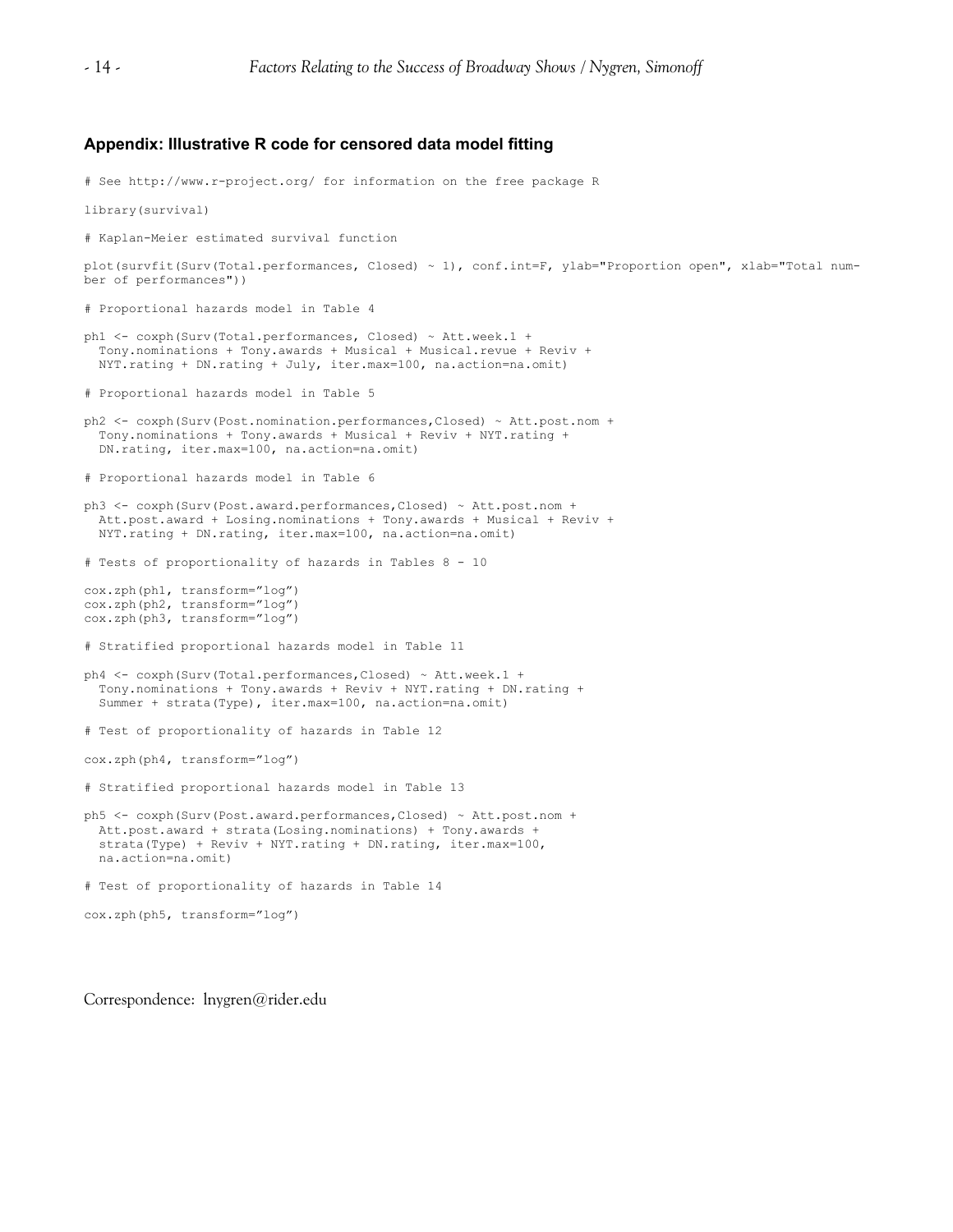## Appendix: Illustrative R code for censored data model fitting

```
# See http://www.r-project.org/ for information on the free package R

library(survival)

# Kaplan-Meier estimated survival function

plot(survfit(Surv(Total.performances, Closed) ~ 1), conf.int=F, ylab="Proportion open", xlab="Total number of performances"))

# Proportional hazards model in Table 4

ph1 <- coxph(Surv(Total.performances, Closed) ~ Att.week.1 +
  Tony.nominations + Tony.awards + Musical + Musical.revue + Reviv +
  NYT.rating + DN.rating + July, iter.max=100, na.action=na.omit)

# Proportional hazards model in Table 5

ph2 <- coxph(Surv(Post.nomination.performances,Closed) ~ Att.post.nom +
  Tony.nominations + Tony.awards + Musical + Reviv + NYT.rating +
  DN.rating, iter.max=100, na.action=na.omit)

# Proportional hazards model in Table 6

ph3 <- coxph(Surv(Post.award.performances,Closed) ~ Att.post.nom +
  Att.post.award + Losing.nominations + Tony.awards + Musical + Reviv +
  NYT.rating + DN.rating, iter.max=100, na.action=na.omit)

# Tests of proportionality of hazards in Tables 8 - 10

cox.zph(ph1, transform="log")
cox.zph(ph2, transform="log")
cox.zph(ph3, transform="log")

# Stratified proportional hazards model in Table 11

ph4 <- coxph(Surv(Total.performances,Closed) ~ Att.week.1 +
  Tony.nominations + Tony.awards + Reviv + NYT.rating + DN.rating +
  Summer + strata(Type), iter.max=100, na.action=na.omit)

# Test of proportionality of hazards in Table 12

cox.zph(ph4, transform="log")

# Stratified proportional hazards model in Table 13

ph5 <- coxph(Surv(Post.award.performances,Closed) ~ Att.post.nom +
  Att.post.award + strata(Losing.nominations) + Tony.awards +
  strata(Type) + Reviv + NYT.rating + DN.rating, iter.max=100,
  na.action=na.omit)

# Test of proportionality of hazards in Table 14

cox.zph(ph5, transform="log")
```

Correspondence: lnygren@rider.edu